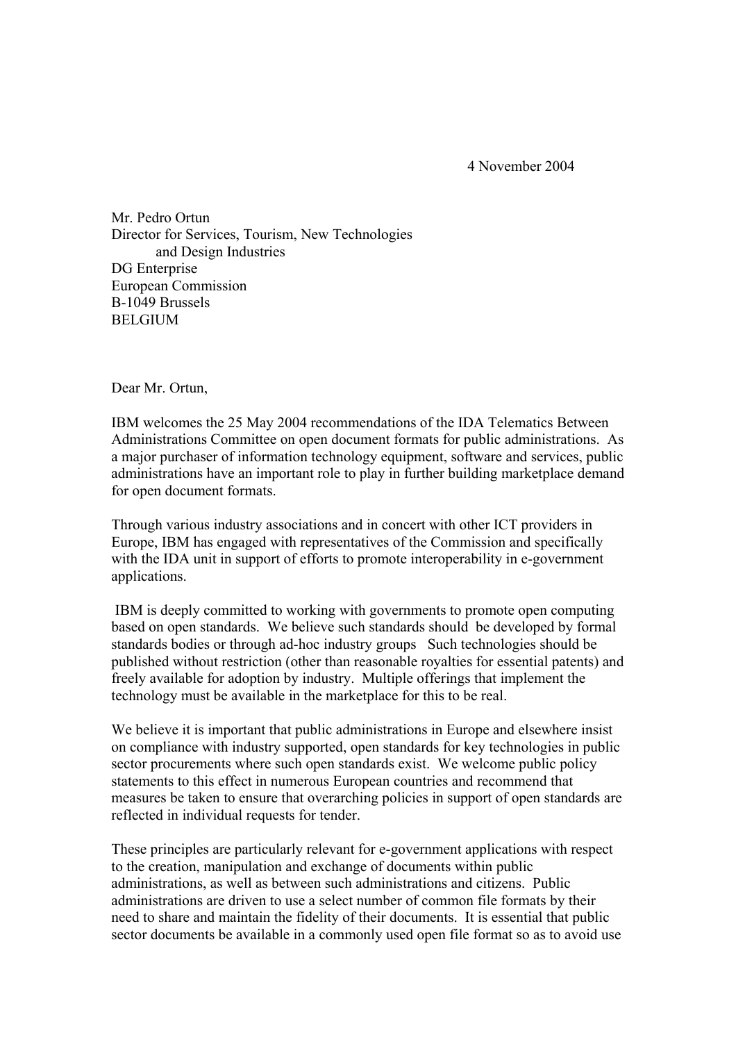4 November 2004

Mr. Pedro Ortun
Director for Services, Tourism, New Technologies
and Design Industries
DG Enterprise
European Commission
B-1049 Brussels
BELGIUM

Dear Mr. Ortun,

IBM welcomes the 25 May 2004 recommendations of the IDA Telematics Between Administrations Committee on open document formats for public administrations. As a major purchaser of information technology equipment, software and services, public administrations have an important role to play in further building marketplace demand for open document formats.

Through various industry associations and in concert with other ICT providers in Europe, IBM has engaged with representatives of the Commission and specifically with the IDA unit in support of efforts to promote interoperability in e-government applications.

IBM is deeply committed to working with governments to promote open computing based on open standards. We believe such standards should be developed by formal standards bodies or through ad-hoc industry groups Such technologies should be published without restriction (other than reasonable royalties for essential patents) and freely available for adoption by industry. Multiple offerings that implement the technology must be available in the marketplace for this to be real.

We believe it is important that public administrations in Europe and elsewhere insist on compliance with industry supported, open standards for key technologies in public sector procurements where such open standards exist. We welcome public policy statements to this effect in numerous European countries and recommend that measures be taken to ensure that overarching policies in support of open standards are reflected in individual requests for tender.

These principles are particularly relevant for e-government applications with respect to the creation, manipulation and exchange of documents within public administrations, as well as between such administrations and citizens. Public administrations are driven to use a select number of common file formats by their need to share and maintain the fidelity of their documents. It is essential that public sector documents be available in a commonly used open file format so as to avoid use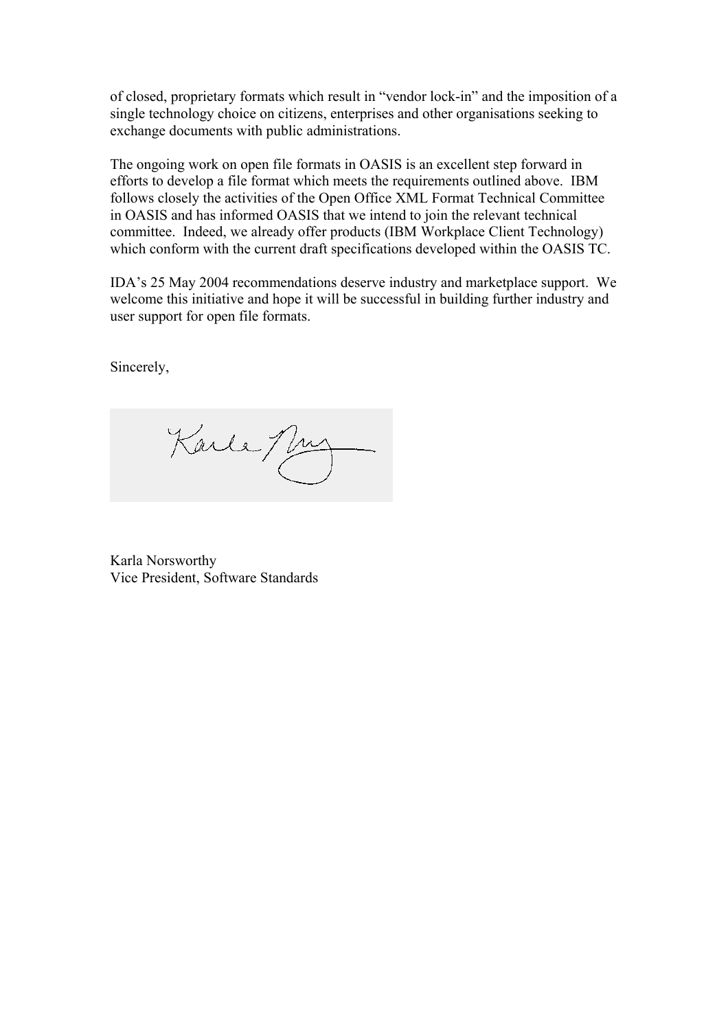of closed, proprietary formats which result in "vendor lock-in" and the imposition of a single technology choice on citizens, enterprises and other organisations seeking to exchange documents with public administrations.

The ongoing work on open file formats in OASIS is an excellent step forward in efforts to develop a file format which meets the requirements outlined above. IBM follows closely the activities of the Open Office XML Format Technical Committee in OASIS and has informed OASIS that we intend to join the relevant technical committee. Indeed, we already offer products (IBM Workplace Client Technology) which conform with the current draft specifications developed within the OASIS TC.

IDA's 25 May 2004 recommendations deserve industry and marketplace support. We welcome this initiative and hope it will be successful in building further industry and user support for open file formats.

Sincerely,

Karla Norsworthy
Vice President, Software Standards